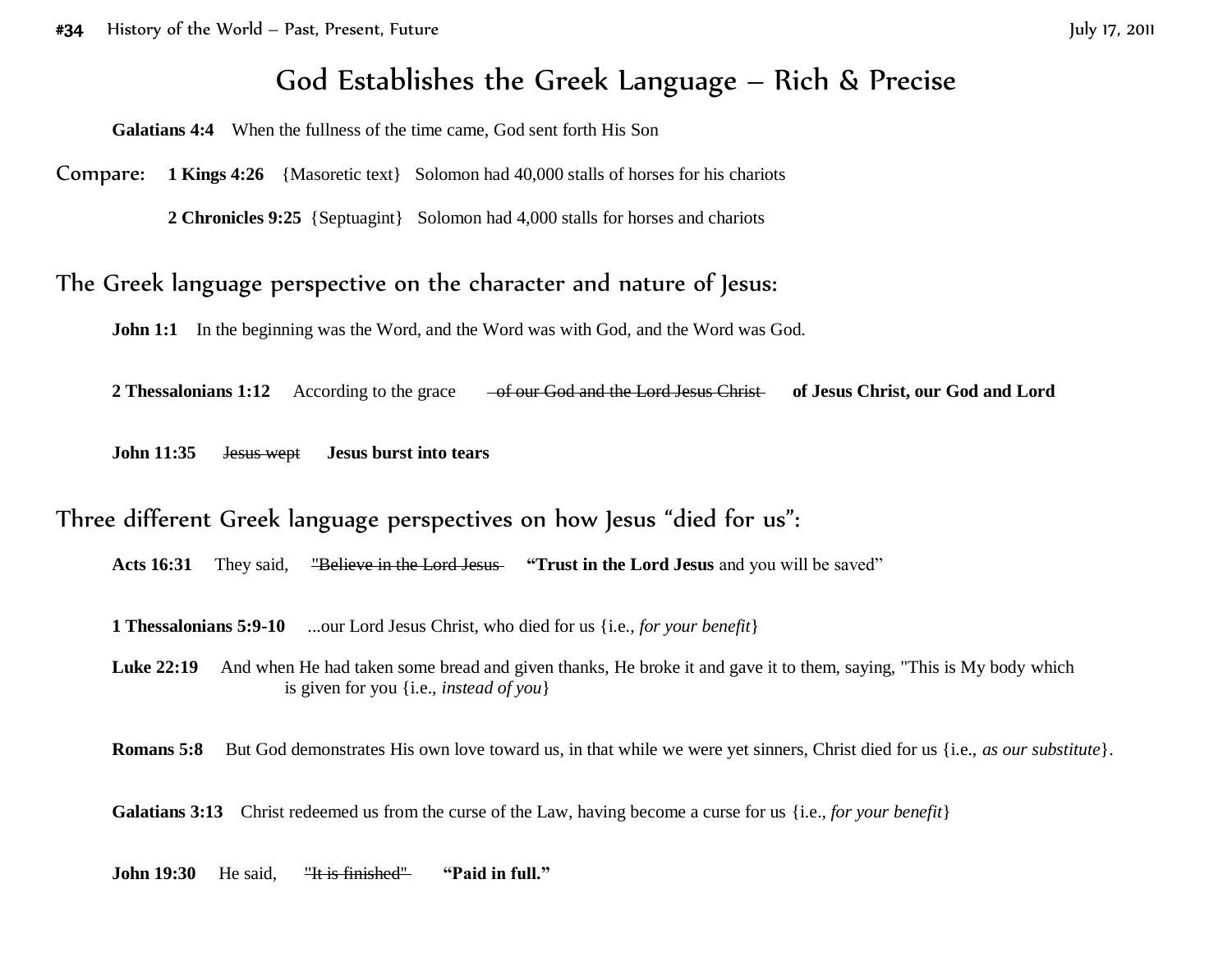# God Establishes the Greek Language – Rich & Precise

**Galatians 4:4** When the fullness of the time came, God sent forth His Son

Compare: **1 Kings 4:26** {Masoretic text} Solomon had 40,000 stalls of horses for his chariots

**2 Chronicles 9:25** {Septuagint} Solomon had 4,000 stalls for horses and chariots

## The Greek language perspective on the character and nature of Jesus:

**John 1:1** In the beginning was the Word, and the Word was with God, and the Word was God.

**2 Thessalonians 1:12** According to the grace ~~of our God and the Lord Jesus Christ~~ **of Jesus Christ, our God and Lord**

**John 11:35** ~~Jesus wept~~ **Jesus burst into tears**

## Three different Greek language perspectives on how Jesus "died for us":

**Acts 16:31** They said, ~~"Believe in the Lord Jesus~~ **"Trust in the Lord Jesus** and you will be saved"

**1 Thessalonians 5:9-10** ...our Lord Jesus Christ, who died for us {i.e., *for your benefit*}

**Luke 22:19** And when He had taken some bread and given thanks, He broke it and gave it to them, saying, "This is My body which is given for you {i.e., *instead of you*}

**Romans 5:8** But God demonstrates His own love toward us, in that while we were yet sinners, Christ died for us {i.e., *as our substitute*}.

**Galatians 3:13** Christ redeemed us from the curse of the Law, having become a curse for us {i.e., *for your benefit*}

**John 19:30** He said, ~~"It is finished"~~ **"Paid in full."**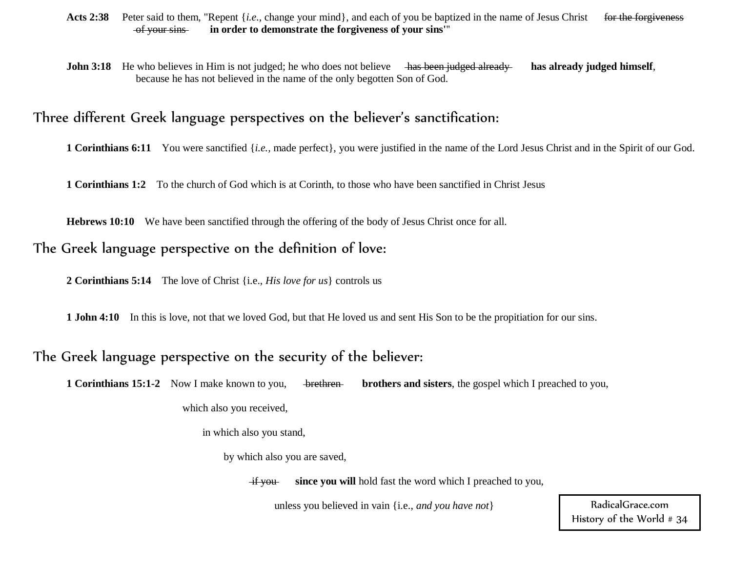**Acts 2:38** Peter said to them, "Repent {*i.e.*, change your mind}, and each of you be baptized in the name of Jesus Christ ~~for the forgiveness of your sins~~ **in order to demonstrate the forgiveness of your sins**"

**John 3:18** He who believes in Him is not judged; he who does not believe ~~has been judged already~~ **has already judged himself**, because he has not believed in the name of the only begotten Son of God.

## Three different Greek language perspectives on the believer's sanctification:

**1 Corinthians 6:11** You were sanctified {*i.e.,* made perfect}, you were justified in the name of the Lord Jesus Christ and in the Spirit of our God.

**1 Corinthians 1:2** To the church of God which is at Corinth, to those who have been sanctified in Christ Jesus

**Hebrews 10:10** We have been sanctified through the offering of the body of Jesus Christ once for all.

## The Greek language perspective on the definition of love:

**2 Corinthians 5:14** The love of Christ {i.e., *His love for us*} controls us

**1 John 4:10** In this is love, not that we loved God, but that He loved us and sent His Son to be the propitiation for our sins.

## The Greek language perspective on the security of the believer:

**1 Corinthians 15:1-2** Now I make known to you, ~~brethren~~ **brothers and sisters**, the gospel which I preached to you,

which also you received,

in which also you stand,

by which also you are saved,

~~if you~~ **since you will** hold fast the word which I preached to you,

unless you believed in vain {i.e., *and you have not*}

RadicalGrace.com
History of the World # 34